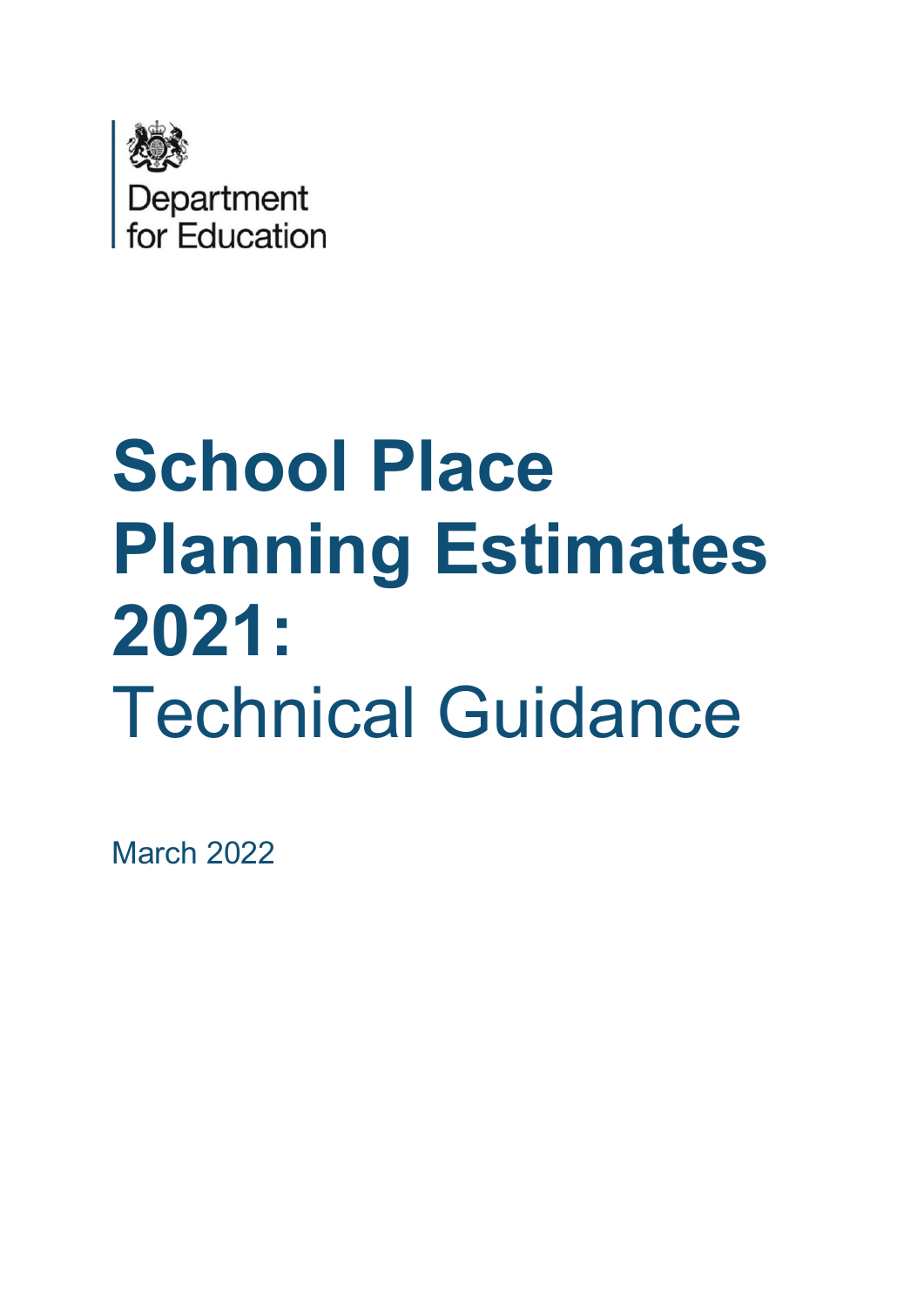Department for Education

# School Place Planning Estimates 2021: Technical Guidance

March 2022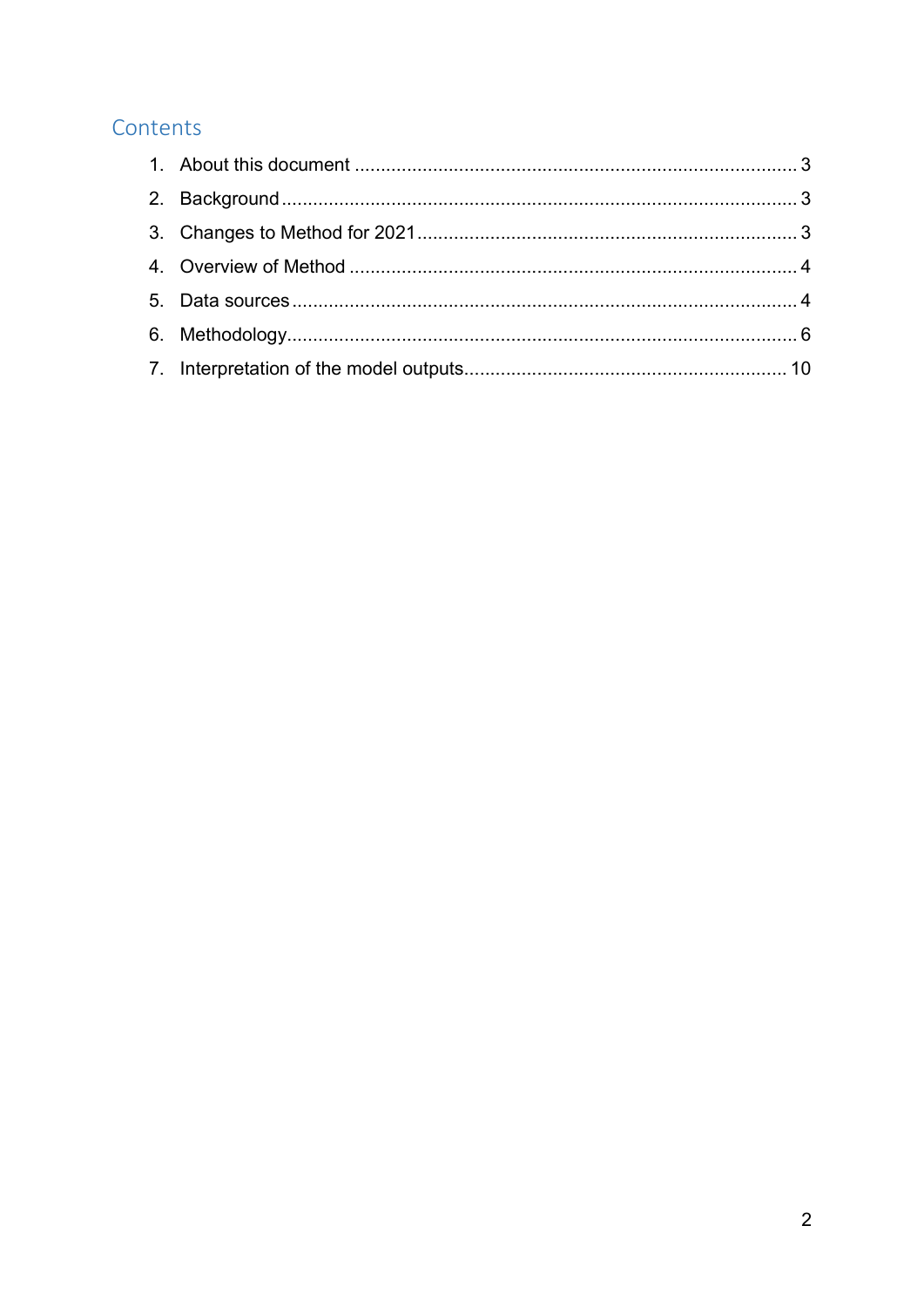# Contents

1. About this document ........................................................................................ 3
2. Background ........................................................................................................ 3
3. Changes to Method for 2021 ........................................................................... 3
4. Overview of Method ......................................................................................... 4
5. Data sources ...................................................................................................... 4
6. Methodology ....................................................................................................... 6
7. Interpretation of the model outputs ............................................................... 10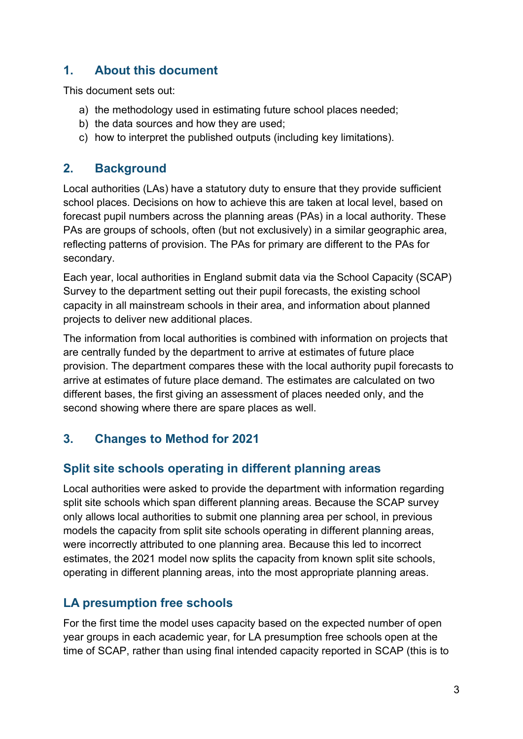## 1. About this document

This document sets out:

a) the methodology used in estimating future school places needed;
b) the data sources and how they are used;
c) how to interpret the published outputs (including key limitations).

## 2. Background

Local authorities (LAs) have a statutory duty to ensure that they provide sufficient school places. Decisions on how to achieve this are taken at local level, based on forecast pupil numbers across the planning areas (PAs) in a local authority. These PAs are groups of schools, often (but not exclusively) in a similar geographic area, reflecting patterns of provision. The PAs for primary are different to the PAs for secondary.

Each year, local authorities in England submit data via the School Capacity (SCAP) Survey to the department setting out their pupil forecasts, the existing school capacity in all mainstream schools in their area, and information about planned projects to deliver new additional places.

The information from local authorities is combined with information on projects that are centrally funded by the department to arrive at estimates of future place provision. The department compares these with the local authority pupil forecasts to arrive at estimates of future place demand. The estimates are calculated on two different bases, the first giving an assessment of places needed only, and the second showing where there are spare places as well.

## 3. Changes to Method for 2021

### Split site schools operating in different planning areas

Local authorities were asked to provide the department with information regarding split site schools which span different planning areas. Because the SCAP survey only allows local authorities to submit one planning area per school, in previous models the capacity from split site schools operating in different planning areas, were incorrectly attributed to one planning area. Because this led to incorrect estimates, the 2021 model now splits the capacity from known split site schools, operating in different planning areas, into the most appropriate planning areas.

### LA presumption free schools

For the first time the model uses capacity based on the expected number of open year groups in each academic year, for LA presumption free schools open at the time of SCAP, rather than using final intended capacity reported in SCAP (this is to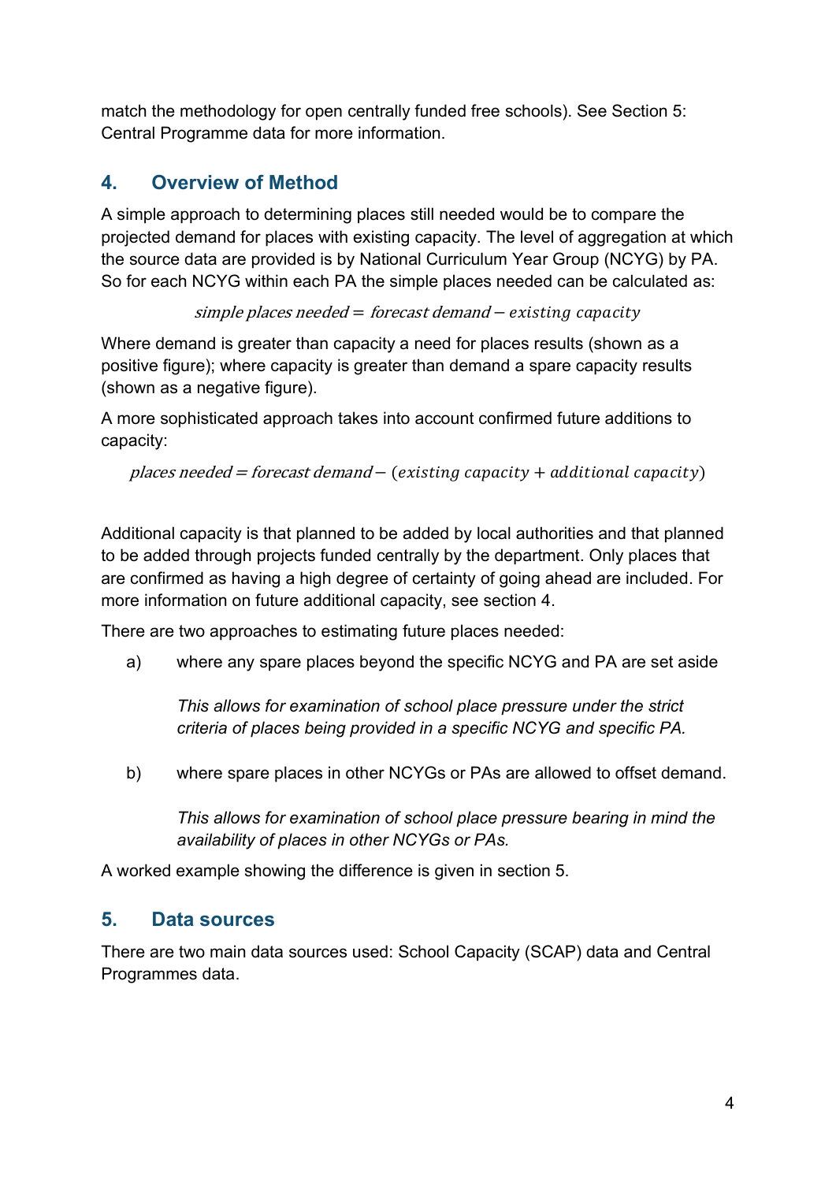match the methodology for open centrally funded free schools). See Section 5: Central Programme data for more information.

## 4. Overview of Method

A simple approach to determining places still needed would be to compare the projected demand for places with existing capacity. The level of aggregation at which the source data are provided is by National Curriculum Year Group (NCYG) by PA. So for each NCYG within each PA the simple places needed can be calculated as:

$$simple\ places\ needed = forecast\ demand - existing\ capacity$$

Where demand is greater than capacity a need for places results (shown as a positive figure); where capacity is greater than demand a spare capacity results (shown as a negative figure).

A more sophisticated approach takes into account confirmed future additions to capacity:

$$places\ needed = forecast\ demand - (existing\ capacity + additional\ capacity)$$

Additional capacity is that planned to be added by local authorities and that planned to be added through projects funded centrally by the department. Only places that are confirmed as having a high degree of certainty of going ahead are included. For more information on future additional capacity, see section 4.

There are two approaches to estimating future places needed:

a) where any spare places beyond the specific NCYG and PA are set aside

*This allows for examination of school place pressure under the strict criteria of places being provided in a specific NCYG and specific PA.*

b) where spare places in other NCYGs or PAs are allowed to offset demand.

*This allows for examination of school place pressure bearing in mind the availability of places in other NCYGs or PAs.*

A worked example showing the difference is given in section 5.

## 5. Data sources

There are two main data sources used: School Capacity (SCAP) data and Central Programmes data.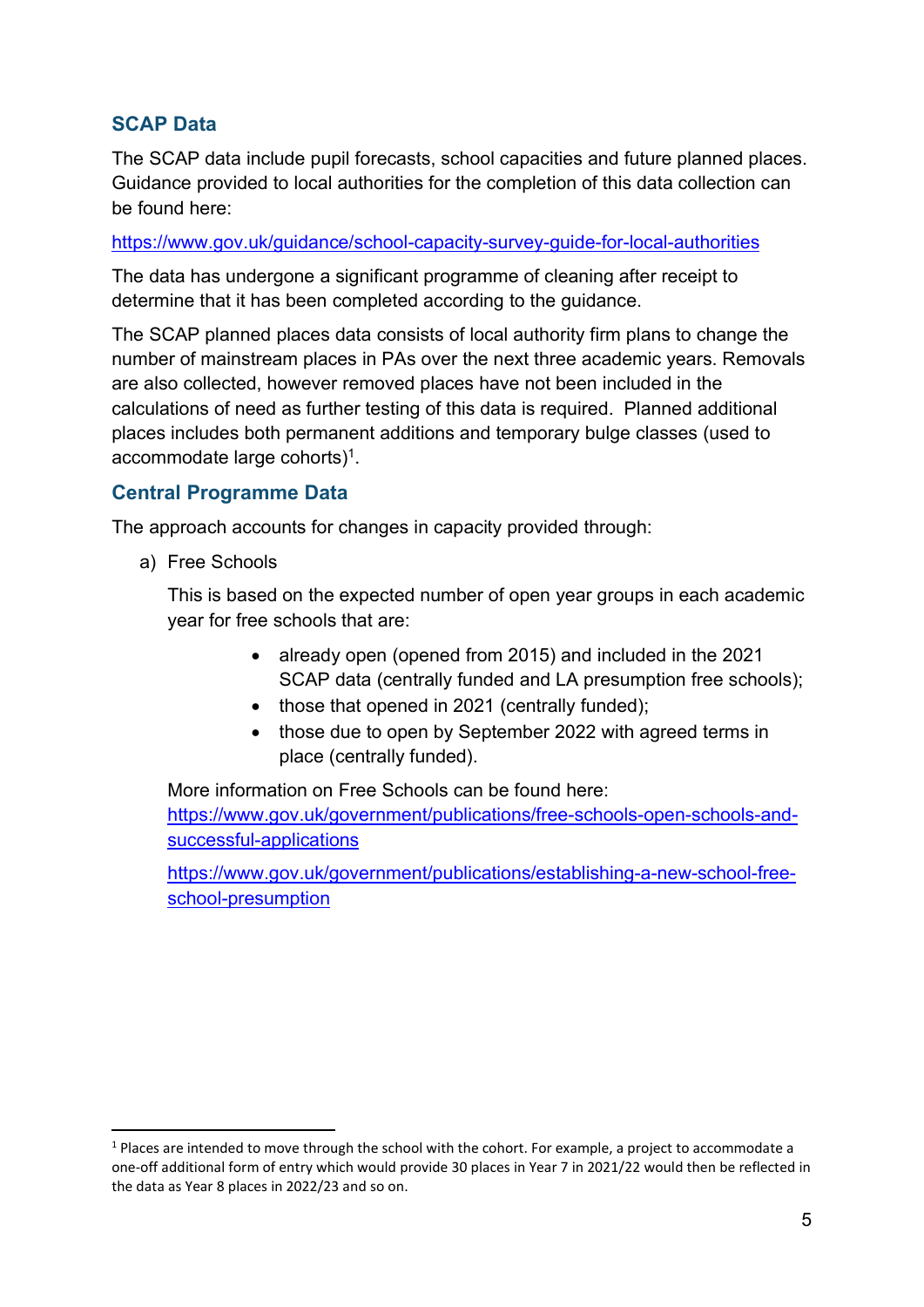## SCAP Data

The SCAP data include pupil forecasts, school capacities and future planned places. Guidance provided to local authorities for the completion of this data collection can be found here:

https://www.gov.uk/guidance/school-capacity-survey-guide-for-local-authorities

The data has undergone a significant programme of cleaning after receipt to determine that it has been completed according to the guidance.

The SCAP planned places data consists of local authority firm plans to change the number of mainstream places in PAs over the next three academic years. Removals are also collected, however removed places have not been included in the calculations of need as further testing of this data is required. Planned additional places includes both permanent additions and temporary bulge classes (used to accommodate large cohorts)[1].

## Central Programme Data

The approach accounts for changes in capacity provided through:

a) Free Schools

   This is based on the expected number of open year groups in each academic year for free schools that are:

   - already open (opened from 2015) and included in the 2021 SCAP data (centrally funded and LA presumption free schools);
   - those that opened in 2021 (centrally funded);
   - those due to open by September 2022 with agreed terms in place (centrally funded).

   More information on Free Schools can be found here:
   https://www.gov.uk/government/publications/free-schools-open-schools-and-successful-applications

   https://www.gov.uk/government/publications/establishing-a-new-school-free-school-presumption

---

[1] Places are intended to move through the school with the cohort. For example, a project to accommodate a one-off additional form of entry which would provide 30 places in Year 7 in 2021/22 would then be reflected in the data as Year 8 places in 2022/23 and so on.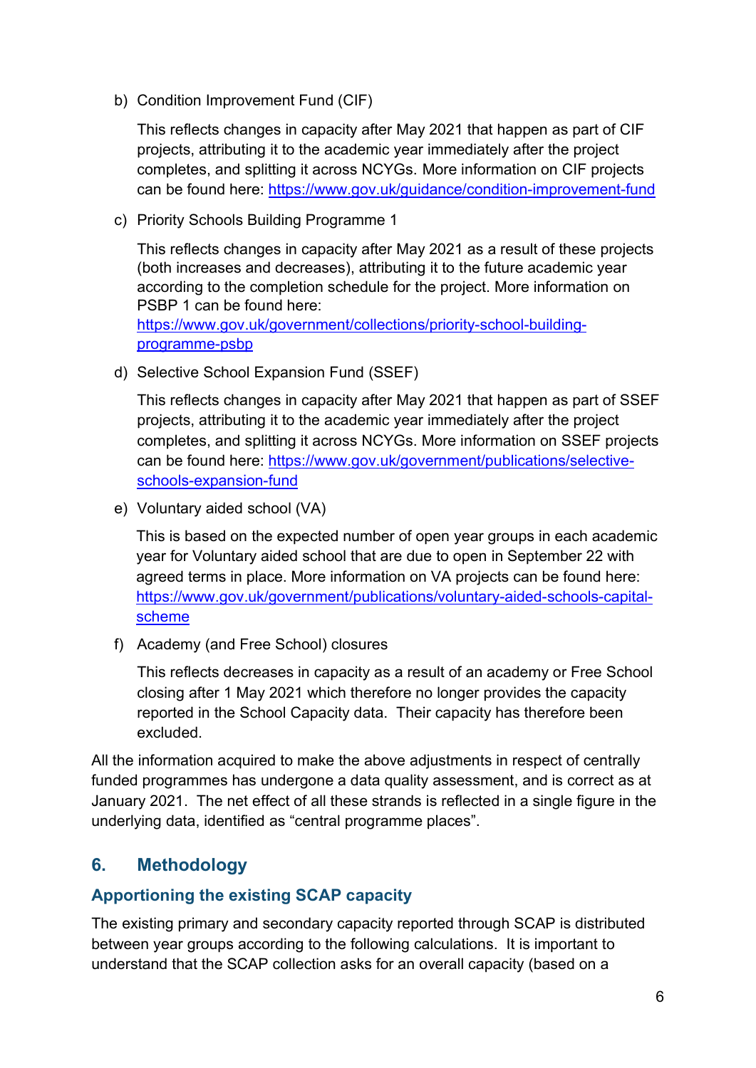b) Condition Improvement Fund (CIF)

   This reflects changes in capacity after May 2021 that happen as part of CIF projects, attributing it to the academic year immediately after the project completes, and splitting it across NCYGs. More information on CIF projects can be found here: [https://www.gov.uk/guidance/condition-improvement-fund](https://www.gov.uk/guidance/condition-improvement-fund)

c) Priority Schools Building Programme 1

   This reflects changes in capacity after May 2021 as a result of these projects (both increases and decreases), attributing it to the future academic year according to the completion schedule for the project. More information on PSBP 1 can be found here: [https://www.gov.uk/government/collections/priority-school-building-programme-psbp](https://www.gov.uk/government/collections/priority-school-building-programme-psbp)

d) Selective School Expansion Fund (SSEF)

   This reflects changes in capacity after May 2021 that happen as part of SSEF projects, attributing it to the academic year immediately after the project completes, and splitting it across NCYGs. More information on SSEF projects can be found here: [https://www.gov.uk/government/publications/selective-schools-expansion-fund](https://www.gov.uk/government/publications/selective-schools-expansion-fund)

e) Voluntary aided school (VA)

   This is based on the expected number of open year groups in each academic year for Voluntary aided school that are due to open in September 22 with agreed terms in place. More information on VA projects can be found here: [https://www.gov.uk/government/publications/voluntary-aided-schools-capital-scheme](https://www.gov.uk/government/publications/voluntary-aided-schools-capital-scheme)

f) Academy (and Free School) closures

   This reflects decreases in capacity as a result of an academy or Free School closing after 1 May 2021 which therefore no longer provides the capacity reported in the School Capacity data. Their capacity has therefore been excluded.

All the information acquired to make the above adjustments in respect of centrally funded programmes has undergone a data quality assessment, and is correct as at January 2021. The net effect of all these strands is reflected in a single figure in the underlying data, identified as "central programme places".

## 6. Methodology

### Apportioning the existing SCAP capacity

The existing primary and secondary capacity reported through SCAP is distributed between year groups according to the following calculations. It is important to understand that the SCAP collection asks for an overall capacity (based on a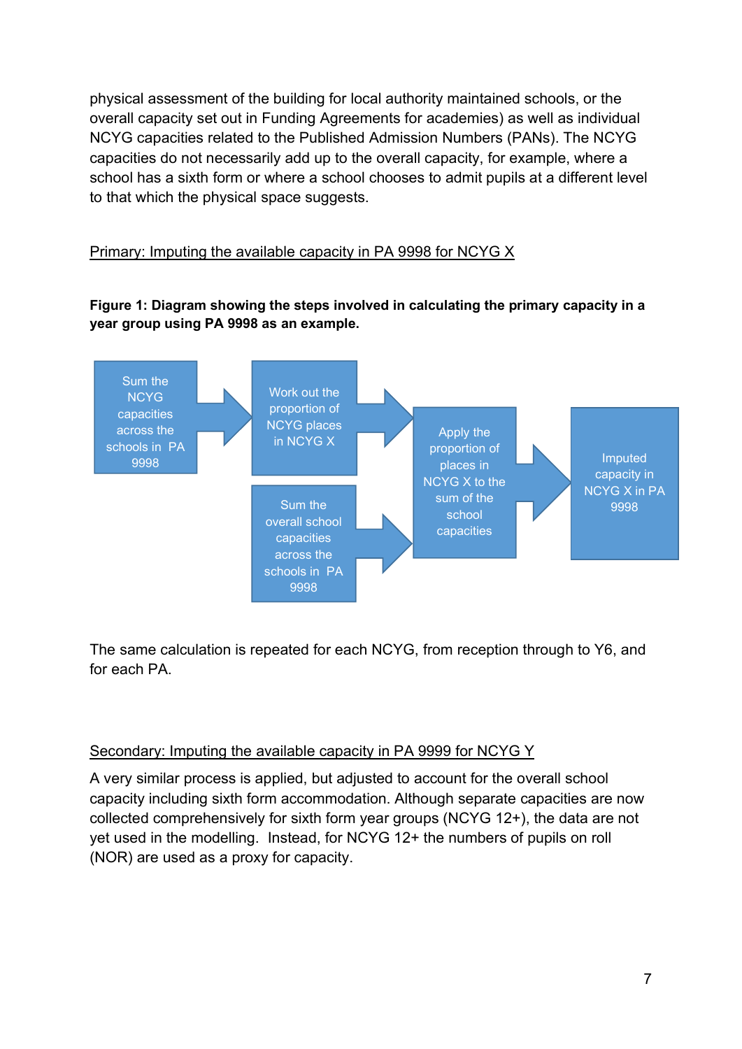physical assessment of the building for local authority maintained schools, or the overall capacity set out in Funding Agreements for academies) as well as individual NCYG capacities related to the Published Admission Numbers (PANs). The NCYG capacities do not necessarily add up to the overall capacity, for example, where a school has a sixth form or where a school chooses to admit pupils at a different level to that which the physical space suggests.

Primary: Imputing the available capacity in PA 9998 for NCYG X

**Figure 1: Diagram showing the steps involved in calculating the primary capacity in a year group using PA 9998 as an example.**

Sum the NCYG capacities across the schools in PA 9998

Work out the proportion of NCYG places in NCYG X

Sum the overall school capacities across the schools in PA 9998

Apply the proportion of places in NCYG X to the sum of the school capacities

Imputed capacity in NCYG X in PA 9998

The same calculation is repeated for each NCYG, from reception through to Y6, and for each PA.

Secondary: Imputing the available capacity in PA 9999 for NCYG Y

A very similar process is applied, but adjusted to account for the overall school capacity including sixth form accommodation. Although separate capacities are now collected comprehensively for sixth form year groups (NCYG 12+), the data are not yet used in the modelling. Instead, for NCYG 12+ the numbers of pupils on roll (NOR) are used as a proxy for capacity.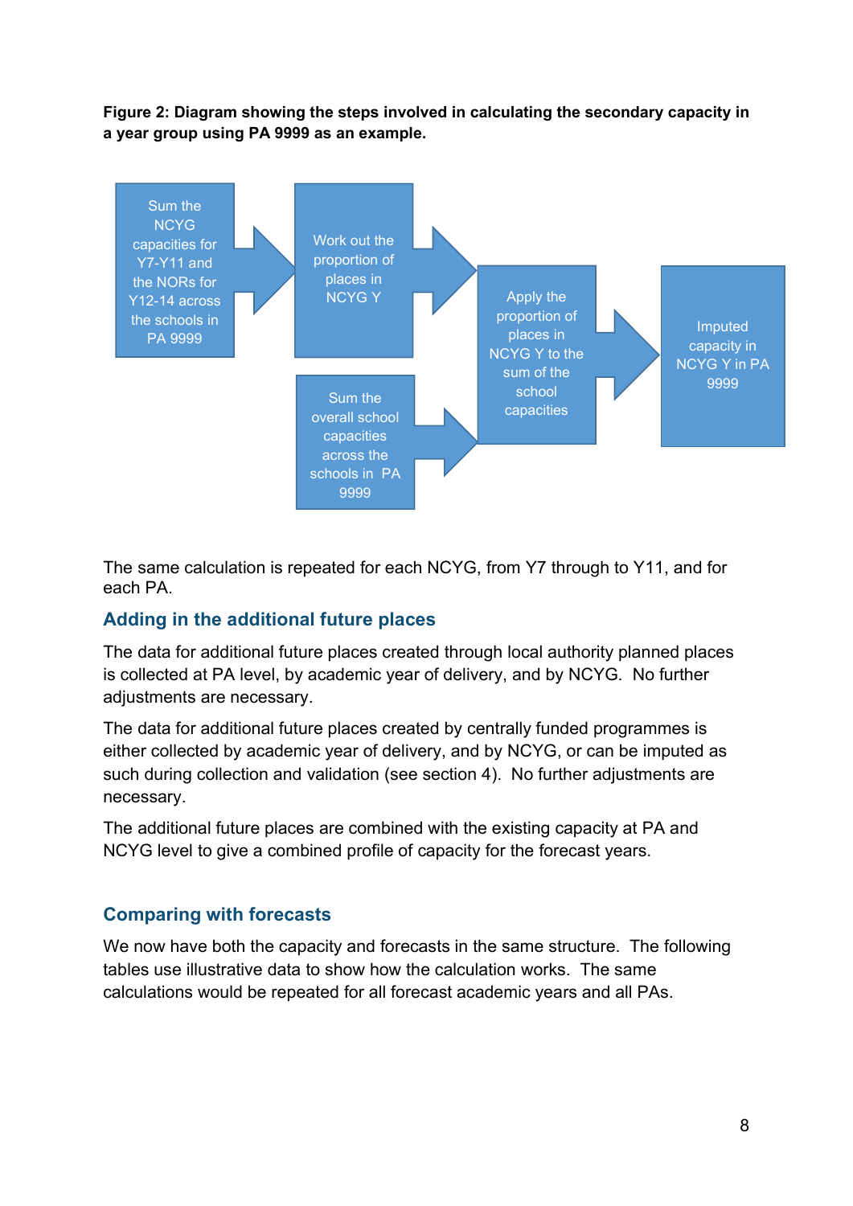**Figure 2: Diagram showing the steps involved in calculating the secondary capacity in a year group using PA 9999 as an example.**

Sum the NCYG capacities for Y7-Y11 and the NORs for Y12-14 across the schools in PA 9999

Work out the proportion of places in NCYG Y

Sum the overall school capacities across the schools in PA 9999

Apply the proportion of places in NCYG Y to the sum of the school capacities

Imputed capacity in NCYG Y in PA 9999

The same calculation is repeated for each NCYG, from Y7 through to Y11, and for each PA.

## Adding in the additional future places

The data for additional future places created through local authority planned places is collected at PA level, by academic year of delivery, and by NCYG. No further adjustments are necessary.

The data for additional future places created by centrally funded programmes is either collected by academic year of delivery, and by NCYG, or can be imputed as such during collection and validation (see section 4). No further adjustments are necessary.

The additional future places are combined with the existing capacity at PA and NCYG level to give a combined profile of capacity for the forecast years.

## Comparing with forecasts

We now have both the capacity and forecasts in the same structure. The following tables use illustrative data to show how the calculation works. The same calculations would be repeated for all forecast academic years and all PAs.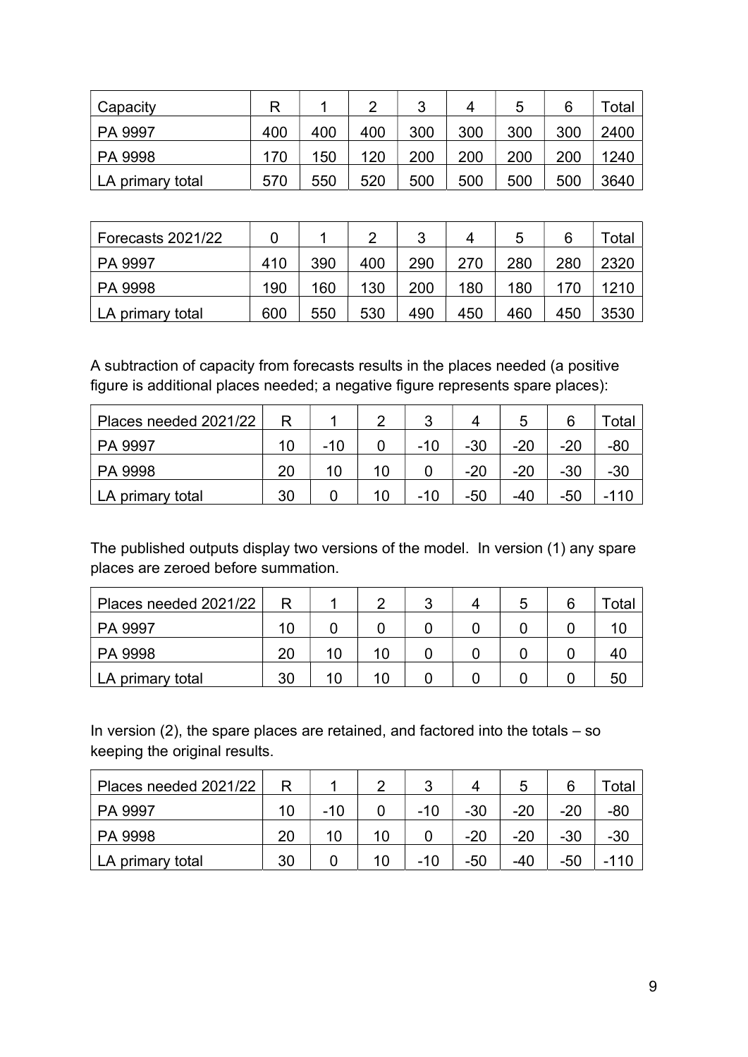| Capacity | R | 1 | 2 | 3 | 4 | 5 | 6 | Total |
|---|---|---|---|---|---|---|---|---|
| PA 9997 | 400 | 400 | 400 | 300 | 300 | 300 | 300 | 2400 |
| PA 9998 | 170 | 150 | 120 | 200 | 200 | 200 | 200 | 1240 |
| LA primary total | 570 | 550 | 520 | 500 | 500 | 500 | 500 | 3640 |

| Forecasts 2021/22 | 0 | 1 | 2 | 3 | 4 | 5 | 6 | Total |
|---|---|---|---|---|---|---|---|---|
| PA 9997 | 410 | 390 | 400 | 290 | 270 | 280 | 280 | 2320 |
| PA 9998 | 190 | 160 | 130 | 200 | 180 | 180 | 170 | 1210 |
| LA primary total | 600 | 550 | 530 | 490 | 450 | 460 | 450 | 3530 |

A subtraction of capacity from forecasts results in the places needed (a positive figure is additional places needed; a negative figure represents spare places):

| Places needed 2021/22 | R | 1 | 2 | 3 | 4 | 5 | 6 | Total |
|---|---|---|---|---|---|---|---|---|
| PA 9997 | 10 | -10 | 0 | -10 | -30 | -20 | -20 | -80 |
| PA 9998 | 20 | 10 | 10 | 0 | -20 | -20 | -30 | -30 |
| LA primary total | 30 | 0 | 10 | -10 | -50 | -40 | -50 | -110 |

The published outputs display two versions of the model. In version (1) any spare places are zeroed before summation.

| Places needed 2021/22 | R | 1 | 2 | 3 | 4 | 5 | 6 | Total |
|---|---|---|---|---|---|---|---|---|
| PA 9997 | 10 | 0 | 0 | 0 | 0 | 0 | 0 | 10 |
| PA 9998 | 20 | 10 | 10 | 0 | 0 | 0 | 0 | 40 |
| LA primary total | 30 | 10 | 10 | 0 | 0 | 0 | 0 | 50 |

In version (2), the spare places are retained, and factored into the totals – so keeping the original results.

| Places needed 2021/22 | R | 1 | 2 | 3 | 4 | 5 | 6 | Total |
|---|---|---|---|---|---|---|---|---|
| PA 9997 | 10 | -10 | 0 | -10 | -30 | -20 | -20 | -80 |
| PA 9998 | 20 | 10 | 10 | 0 | -20 | -20 | -30 | -30 |
| LA primary total | 30 | 0 | 10 | -10 | -50 | -40 | -50 | -110 |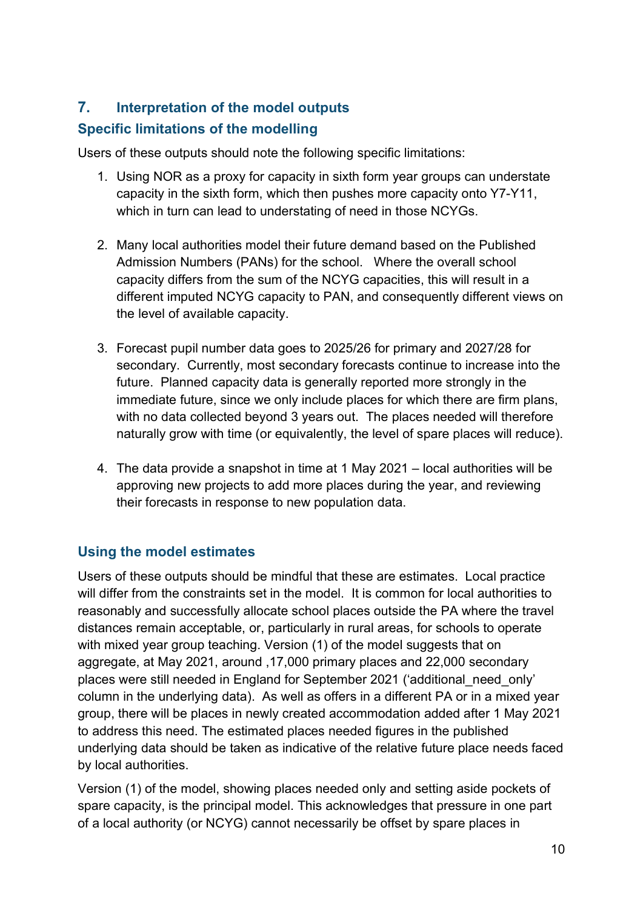## 7. Interpretation of the model outputs

### Specific limitations of the modelling

Users of these outputs should note the following specific limitations:

1. Using NOR as a proxy for capacity in sixth form year groups can understate capacity in the sixth form, which then pushes more capacity onto Y7-Y11, which in turn can lead to understating of need in those NCYGs.

2. Many local authorities model their future demand based on the Published Admission Numbers (PANs) for the school. Where the overall school capacity differs from the sum of the NCYG capacities, this will result in a different imputed NCYG capacity to PAN, and consequently different views on the level of available capacity.

3. Forecast pupil number data goes to 2025/26 for primary and 2027/28 for secondary. Currently, most secondary forecasts continue to increase into the future. Planned capacity data is generally reported more strongly in the immediate future, since we only include places for which there are firm plans, with no data collected beyond 3 years out. The places needed will therefore naturally grow with time (or equivalently, the level of spare places will reduce).

4. The data provide a snapshot in time at 1 May 2021 – local authorities will be approving new projects to add more places during the year, and reviewing their forecasts in response to new population data.

### Using the model estimates

Users of these outputs should be mindful that these are estimates. Local practice will differ from the constraints set in the model. It is common for local authorities to reasonably and successfully allocate school places outside the PA where the travel distances remain acceptable, or, particularly in rural areas, for schools to operate with mixed year group teaching. Version (1) of the model suggests that on aggregate, at May 2021, around ,17,000 primary places and 22,000 secondary places were still needed in England for September 2021 ('additional_need_only' column in the underlying data). As well as offers in a different PA or in a mixed year group, there will be places in newly created accommodation added after 1 May 2021 to address this need. The estimated places needed figures in the published underlying data should be taken as indicative of the relative future place needs faced by local authorities.

Version (1) of the model, showing places needed only and setting aside pockets of spare capacity, is the principal model. This acknowledges that pressure in one part of a local authority (or NCYG) cannot necessarily be offset by spare places in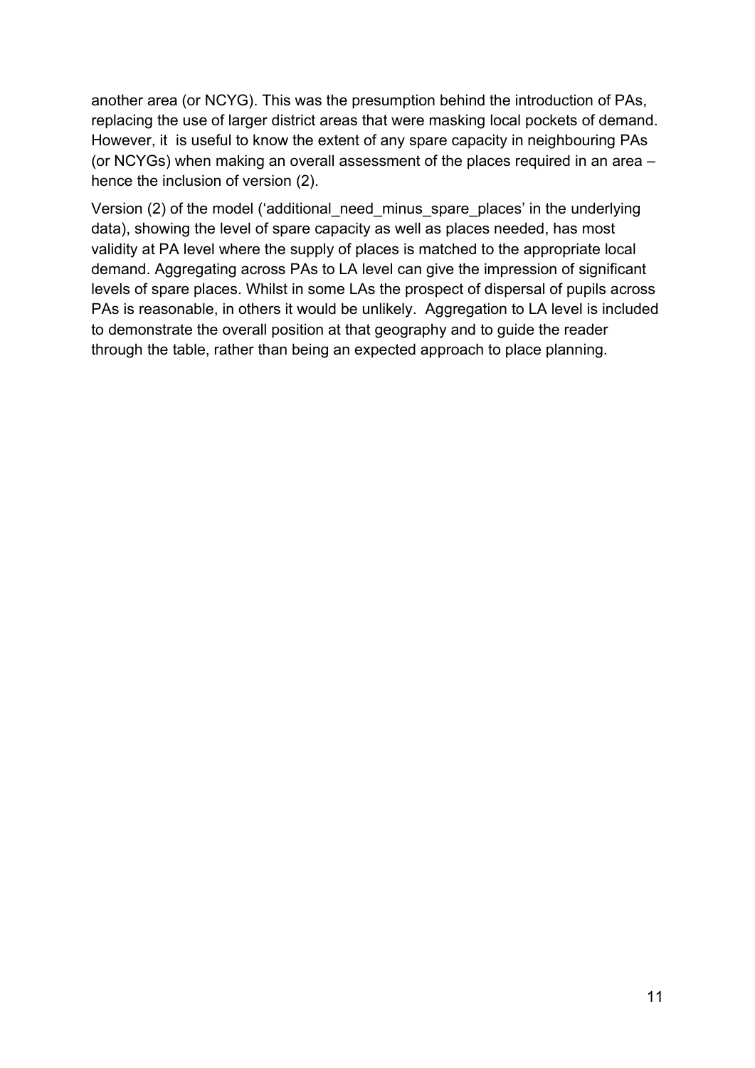another area (or NCYG). This was the presumption behind the introduction of PAs, replacing the use of larger district areas that were masking local pockets of demand. However, it is useful to know the extent of any spare capacity in neighbouring PAs (or NCYGs) when making an overall assessment of the places required in an area – hence the inclusion of version (2).

Version (2) of the model ('additional_need_minus_spare_places' in the underlying data), showing the level of spare capacity as well as places needed, has most validity at PA level where the supply of places is matched to the appropriate local demand. Aggregating across PAs to LA level can give the impression of significant levels of spare places. Whilst in some LAs the prospect of dispersal of pupils across PAs is reasonable, in others it would be unlikely. Aggregation to LA level is included to demonstrate the overall position at that geography and to guide the reader through the table, rather than being an expected approach to place planning.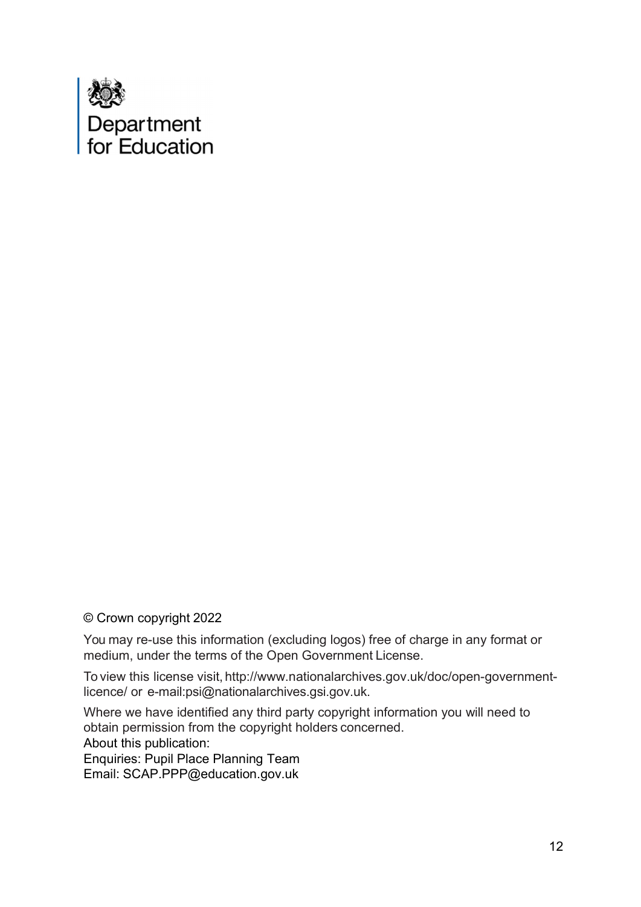Department for Education

© Crown copyright 2022

You may re-use this information (excluding logos) free of charge in any format or medium, under the terms of the Open Government License.

To view this license visit, http://www.nationalarchives.gov.uk/doc/open-government-licence/ or e-mail:psi@nationalarchives.gsi.gov.uk.

Where we have identified any third party copyright information you will need to obtain permission from the copyright holders concerned.

About this publication:

Enquiries: Pupil Place Planning Team

Email: SCAP.PPP@education.gov.uk